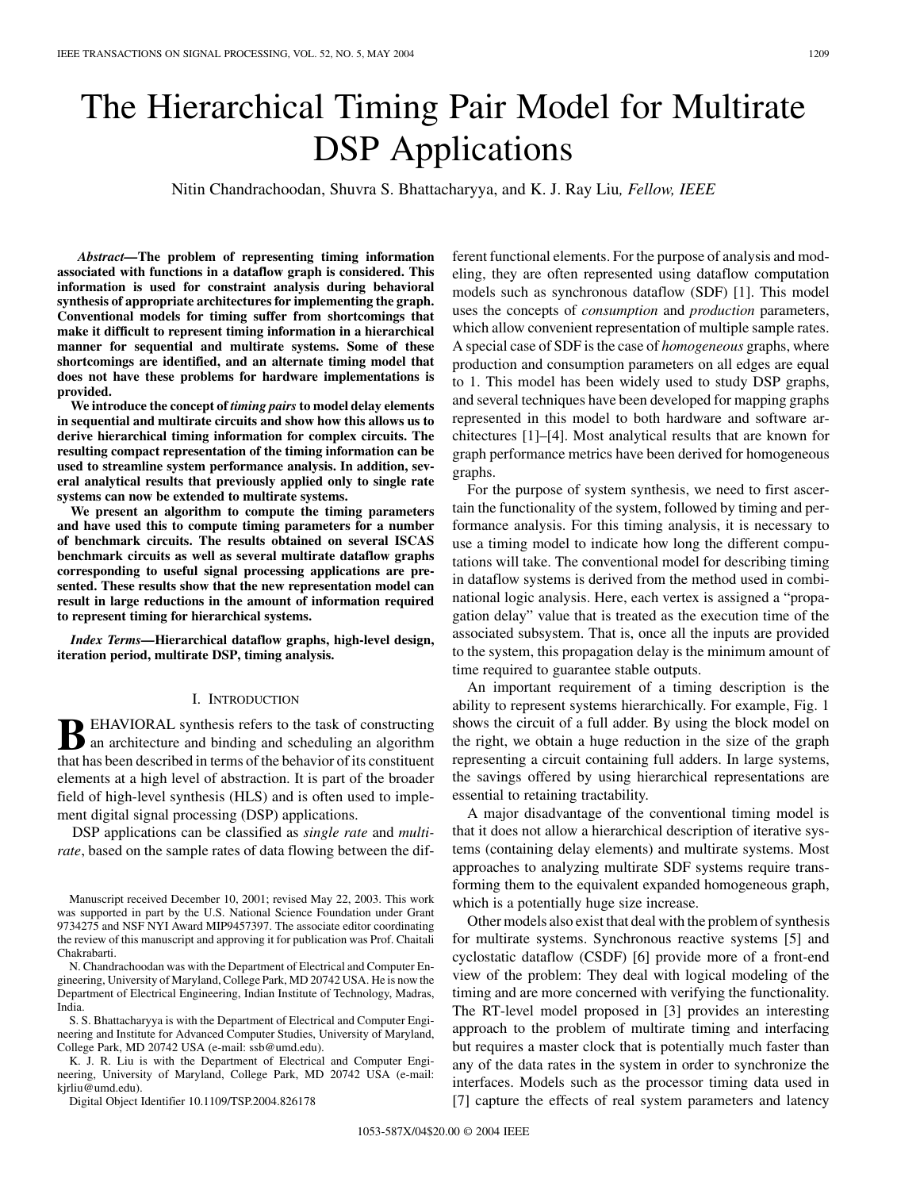# The Hierarchical Timing Pair Model for Multirate DSP Applications

Nitin Chandrachoodan, Shuvra S. Bhattacharyya, and K. J. Ray Liu, *Fellow, IEEE*

***Abstract*—The problem of representing timing information associated with functions in a dataflow graph is considered. This information is used for constraint analysis during behavioral synthesis of appropriate architectures for implementing the graph. Conventional models for timing suffer from shortcomings that make it difficult to represent timing information in a hierarchical manner for sequential and multirate systems. Some of these shortcomings are identified, and an alternate timing model that does not have these problems for hardware implementations is provided.**

**We introduce the concept of *timing pairs* to model delay elements in sequential and multirate circuits and show how this allows us to derive hierarchical timing information for complex circuits. The resulting compact representation of the timing information can be used to streamline system performance analysis. In addition, several analytical results that previously applied only to single rate systems can now be extended to multirate systems.**

**We present an algorithm to compute the timing parameters and have used this to compute timing parameters for a number of benchmark circuits. The results obtained on several ISCAS benchmark circuits as well as several multirate dataflow graphs corresponding to useful signal processing applications are presented. These results show that the new representation model can result in large reductions in the amount of information required to represent timing for hierarchical systems.**

***Index Terms*—Hierarchical dataflow graphs, high-level design, iteration period, multirate DSP, timing analysis.**

## I. Introduction

BEHAVIORAL synthesis refers to the task of constructing an architecture and binding and scheduling an algorithm that has been described in terms of the behavior of its constituent elements at a high level of abstraction. It is part of the broader field of high-level synthesis (HLS) and is often used to implement digital signal processing (DSP) applications.

DSP applications can be classified as *single rate* and *multirate*, based on the sample rates of data flowing between the different functional elements. For the purpose of analysis and modeling, they are often represented using dataflow computation models such as synchronous dataflow (SDF) [1]. This model uses the concepts of *consumption* and *production* parameters, which allow convenient representation of multiple sample rates. A special case of SDF is the case of *homogeneous* graphs, where production and consumption parameters on all edges are equal to 1. This model has been widely used to study DSP graphs, and several techniques have been developed for mapping graphs represented in this model to both hardware and software architectures [1]–[4]. Most analytical results that are known for graph performance metrics have been derived for homogeneous graphs.

For the purpose of system synthesis, we need to first ascertain the functionality of the system, followed by timing and performance analysis. For this timing analysis, it is necessary to use a timing model to indicate how long the different computations will take. The conventional model for describing timing in dataflow systems is derived from the method used in combinational logic analysis. Here, each vertex is assigned a "propagation delay" value that is treated as the execution time of the associated subsystem. That is, once all the inputs are provided to the system, this propagation delay is the minimum amount of time required to guarantee stable outputs.

An important requirement of a timing description is the ability to represent systems hierarchically. For example, Fig. 1 shows the circuit of a full adder. By using the block model on the right, we obtain a huge reduction in the size of the graph representing a circuit containing full adders. In large systems, the savings offered by using hierarchical representations are essential to retaining tractability.

A major disadvantage of the conventional timing model is that it does not allow a hierarchical description of iterative systems (containing delay elements) and multirate systems. Most approaches to analyzing multirate SDF systems require transforming them to the equivalent expanded homogeneous graph, which is a potentially huge size increase.

Other models also exist that deal with the problem of synthesis for multirate systems. Synchronous reactive systems [5] and cyclostatic dataflow (CSDF) [6] provide more of a front-end view of the problem: They deal with logical modeling of the timing and are more concerned with verifying the functionality. The RT-level model proposed in [3] provides an interesting approach to the problem of multirate timing and interfacing but requires a master clock that is potentially much faster than any of the data rates in the system in order to synchronize the interfaces. Models such as the processor timing data used in [7] capture the effects of real system parameters and latency

Manuscript received December 10, 2001; revised May 22, 2003. This work was supported in part by the U.S. National Science Foundation under Grant 9734275 and NSF NYI Award MIP9457397. The associate editor coordinating the review of this manuscript and approving it for publication was Prof. Chaitali Chakrabarti.

N. Chandrachoodan was with the Department of Electrical and Computer Engineering, University of Maryland, College Park, MD 20742 USA. He is now the Department of Electrical Engineering, Indian Institute of Technology, Madras, India.

S. S. Bhattacharyya is with the Department of Electrical and Computer Engineering and Institute for Advanced Computer Studies, University of Maryland, College Park, MD 20742 USA (e-mail: ssb@umd.edu).

K. J. R. Liu is with the Department of Electrical and Computer Engineering, University of Maryland, College Park, MD 20742 USA (e-mail: kjrliu@umd.edu).

Digital Object Identifier 10.1109/TSP.2004.826178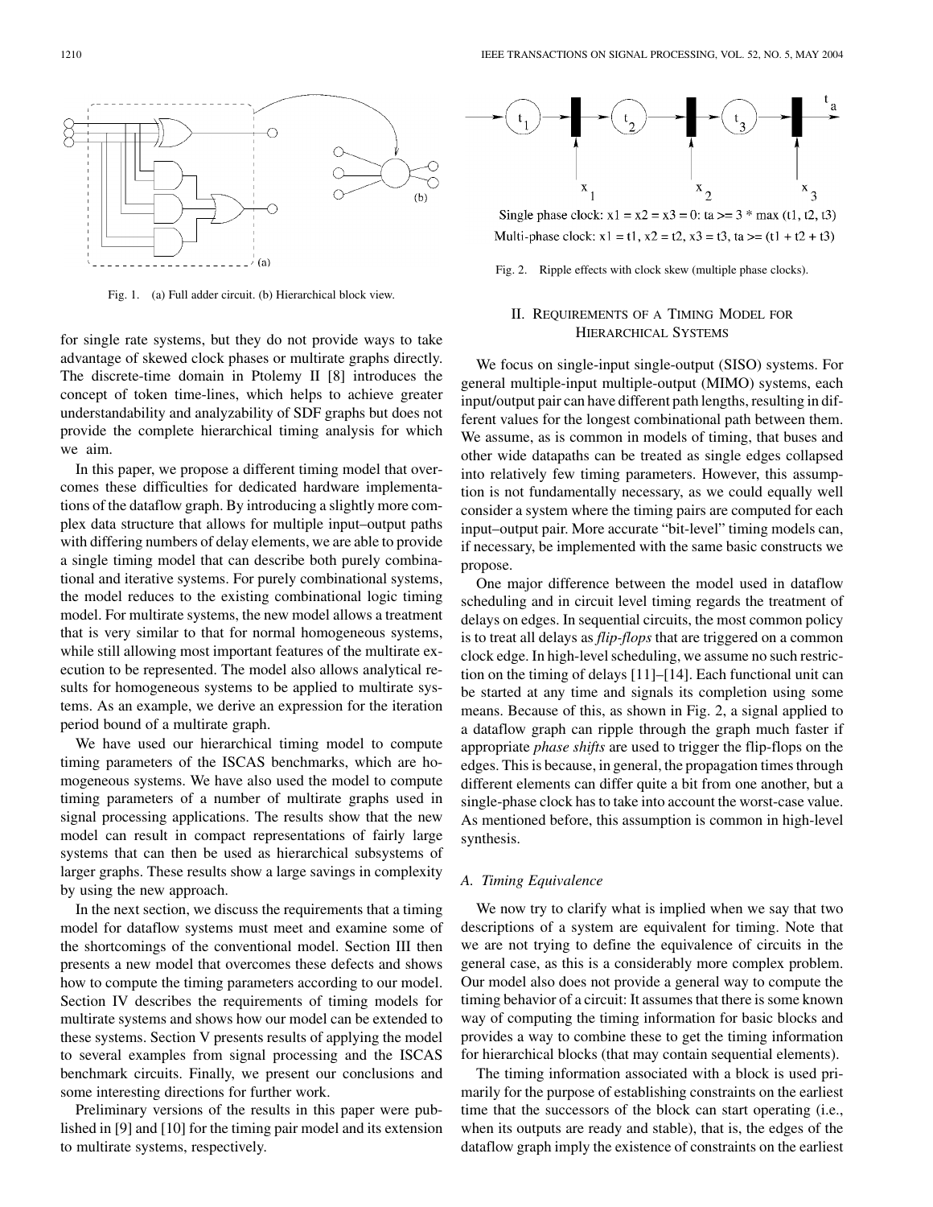Fig. 1. (a) Full adder circuit. (b) Hierarchical block view.

for single rate systems, but they do not provide ways to take advantage of skewed clock phases or multirate graphs directly. The discrete-time domain in Ptolemy II [8] introduces the concept of token time-lines, which helps to achieve greater understandability and analyzability of SDF graphs but does not provide the complete hierarchical timing analysis for which we aim.

In this paper, we propose a different timing model that overcomes these difficulties for dedicated hardware implementations of the dataflow graph. By introducing a slightly more complex data structure that allows for multiple input–output paths with differing numbers of delay elements, we are able to provide a single timing model that can describe both purely combinational and iterative systems. For purely combinational systems, the model reduces to the existing combinational logic timing model. For multirate systems, the new model allows a treatment that is very similar to that for normal homogeneous systems, while still allowing most important features of the multirate execution to be represented. The model also allows analytical results for homogeneous systems to be applied to multirate systems. As an example, we derive an expression for the iteration period bound of a multirate graph.

We have used our hierarchical timing model to compute timing parameters of the ISCAS benchmarks, which are homogeneous systems. We have also used the model to compute timing parameters of a number of multirate graphs used in signal processing applications. The results show that the new model can result in compact representations of fairly large systems that can then be used as hierarchical subsystems of larger graphs. These results show a large savings in complexity by using the new approach.

In the next section, we discuss the requirements that a timing model for dataflow systems must meet and examine some of the shortcomings of the conventional model. Section III then presents a new model that overcomes these defects and shows how to compute the timing parameters according to our model. Section IV describes the requirements of timing models for multirate systems and shows how our model can be extended to these systems. Section V presents results of applying the model to several examples from signal processing and the ISCAS benchmark circuits. Finally, we present our conclusions and some interesting directions for further work.

Preliminary versions of the results in this paper were published in [9] and [10] for the timing pair model and its extension to multirate systems, respectively.

Single phase clock: $x1 = x2 = x3 = 0$: $ta >= 3 * \max(t1, t2, t3)$

Multi-phase clock: $x1 = t1$, $x2 = t2$, $x3 = t3$, $ta >= (t1 + t2 + t3)$

Fig. 2. Ripple effects with clock skew (multiple phase clocks).

## II. Requirements of a Timing Model for Hierarchical Systems

We focus on single-input single-output (SISO) systems. For general multiple-input multiple-output (MIMO) systems, each input/output pair can have different path lengths, resulting in different values for the longest combinational path between them. We assume, as is common in models of timing, that buses and other wide datapaths can be treated as single edges collapsed into relatively few timing parameters. However, this assumption is not fundamentally necessary, as we could equally well consider a system where the timing pairs are computed for each input–output pair. More accurate "bit-level" timing models can, if necessary, be implemented with the same basic constructs we propose.

One major difference between the model used in dataflow scheduling and in circuit level timing regards the treatment of delays on edges. In sequential circuits, the most common policy is to treat all delays as *flip-flops* that are triggered on a common clock edge. In high-level scheduling, we assume no such restriction on the timing of delays [11]–[14]. Each functional unit can be started at any time and signals its completion using some means. Because of this, as shown in Fig. 2, a signal applied to a dataflow graph can ripple through the graph much faster if appropriate *phase shifts* are used to trigger the flip-flops on the edges. This is because, in general, the propagation times through different elements can differ quite a bit from one another, but a single-phase clock has to take into account the worst-case value. As mentioned before, this assumption is common in high-level synthesis.

### A. Timing Equivalence

We now try to clarify what is implied when we say that two descriptions of a system are equivalent for timing. Note that we are not trying to define the equivalence of circuits in the general case, as this is a considerably more complex problem. Our model also does not provide a general way to compute the timing behavior of a circuit: It assumes that there is some known way of computing the timing information for basic blocks and provides a way to combine these to get the timing information for hierarchical blocks (that may contain sequential elements).

The timing information associated with a block is used primarily for the purpose of establishing constraints on the earliest time that the successors of the block can start operating (i.e., when its outputs are ready and stable), that is, the edges of the dataflow graph imply the existence of constraints on the earliest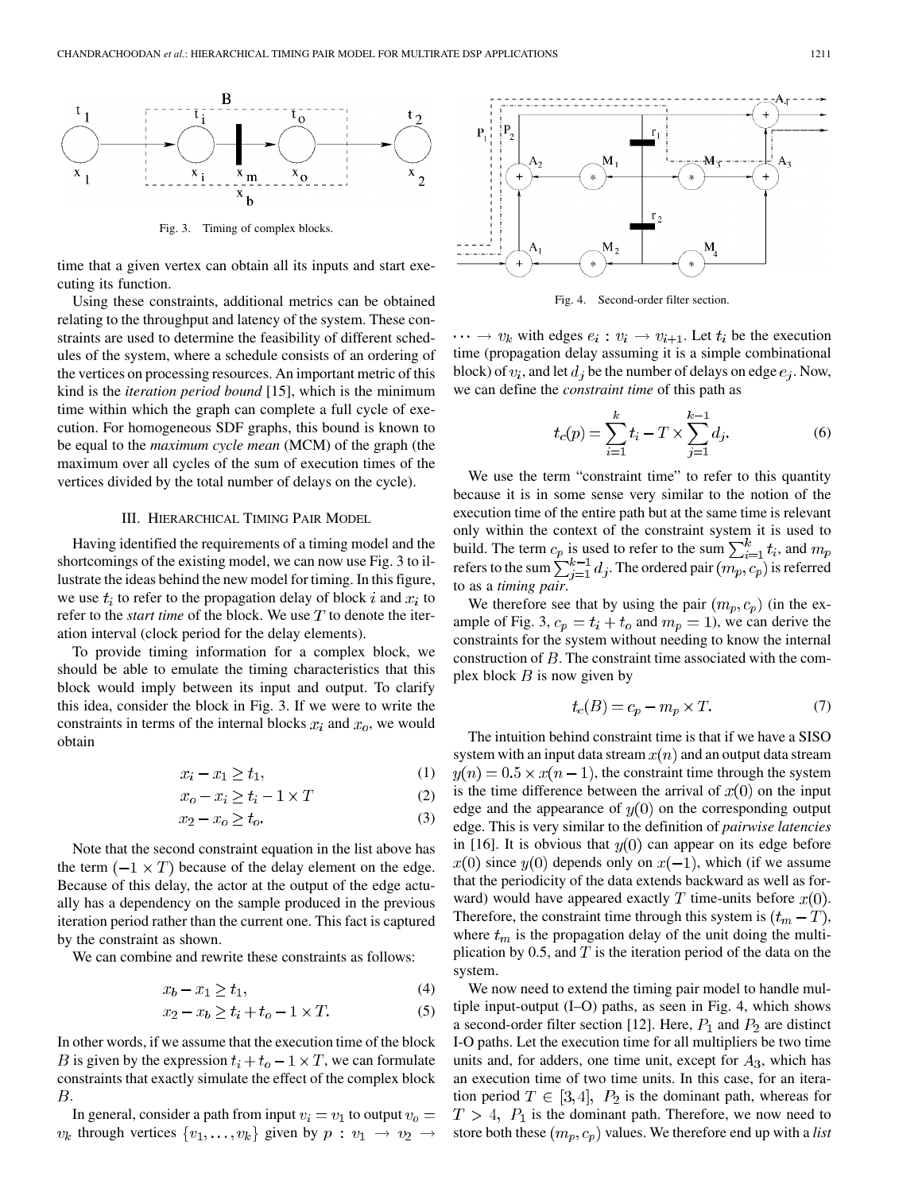Fig. 3. Timing of complex blocks.

time that a given vertex can obtain all its inputs and start executing its function.

Using these constraints, additional metrics can be obtained relating to the throughput and latency of the system. These constraints are used to determine the feasibility of different schedules of the system, where a schedule consists of an ordering of the vertices on processing resources. An important metric of this kind is the *iteration period bound* [15], which is the minimum time within which the graph can complete a full cycle of execution. For homogeneous SDF graphs, this bound is known to be equal to the *maximum cycle mean* (MCM) of the graph (the maximum over all cycles of the sum of execution times of the vertices divided by the total number of delays on the cycle).

## III. Hierarchical Timing Pair Model

Having identified the requirements of a timing model and the shortcomings of the existing model, we can now use Fig. 3 to illustrate the ideas behind the new model for timing. In this figure, we use $t_i$ to refer to the propagation delay of block $i$ and $x_i$ to refer to the *start time* of the block. We use $T$ to denote the iteration interval (clock period for the delay elements).

To provide timing information for a complex block, we should be able to emulate the timing characteristics that this block would imply between its input and output. To clarify this idea, consider the block in Fig. 3. If we were to write the constraints in terms of the internal blocks $x_i$ and $x_o$, we would obtain

$$x_i - x_1 \geq t_1, \tag{1}$$

$$x_o - x_i \geq t_i - 1 \times T \tag{2}$$

$$x_2 - x_o \geq t_o. \tag{3}$$

Note that the second constraint equation in the list above has the term $(-1 \times T)$ because of the delay element on the edge. Because of this delay, the actor at the output of the edge actually has a dependency on the sample produced in the previous iteration period rather than the current one. This fact is captured by the constraint as shown.

We can combine and rewrite these constraints as follows:

$$x_b - x_1 \geq t_1, \tag{4}$$

$$x_2 - x_b \geq t_i + t_o - 1 \times T. \tag{5}$$

In other words, if we assume that the execution time of the block $B$ is given by the expression $t_i + t_o - 1 \times T$, we can formulate constraints that exactly simulate the effect of the complex block $B$.

In general, consider a path from input $v_i = v_1$ to output $v_o = v_k$ through vertices $\{v_1, \ldots, v_k\}$ given by $p : v_1 \rightarrow v_2 \rightarrow \cdots \rightarrow v_k$ with edges $e_i : v_i \rightarrow v_{i+1}$. Let $t_i$ be the execution time (propagation delay assuming it is a simple combinational block) of $v_i$, and let $d_j$ be the number of delays on edge $e_j$. Now, we can define the *constraint time* of this path as

$$t_c(p) = \sum_{i=1}^{k} t_i - T \times \sum_{j=1}^{k-1} d_j. \tag{6}$$

We use the term "constraint time" to refer to this quantity because it is in some sense very similar to the notion of the execution time of the entire path but at the same time is relevant only within the context of the constraint system it is used to build. The term $c_p$ is used to refer to the sum $\sum_{i=1}^{k} t_i$, and $m_p$ refers to the sum $\sum_{j=1}^{k-1} d_j$. The ordered pair $(m_p, c_p)$ is referred to as a *timing pair*.

We therefore see that by using the pair $(m_p, c_p)$ (in the example of Fig. 3, $c_p = t_i + t_o$ and $m_p = 1$), we can derive the constraints for the system without needing to know the internal construction of $B$. The constraint time associated with the complex block $B$ is now given by

$$t_c(B) = c_p - m_p \times T. \tag{7}$$

The intuition behind constraint time is that if we have a SISO system with an input data stream $x(n)$ and an output data stream $y(n) = 0.5 \times x(n-1)$, the constraint time through the system is the time difference between the arrival of $x(0)$ on the input edge and the appearance of $y(0)$ on the corresponding output edge. This is very similar to the definition of *pairwise latencies* in [16]. It is obvious that $y(0)$ can appear on its edge before $x(0)$ since $y(0)$ depends only on $x(-1)$, which (if we assume that the periodicity of the data extends backward as well as forward) would have appeared exactly $T$ time-units before $x(0)$. Therefore, the constraint time through this system is $(t_m - T)$, where $t_m$ is the propagation delay of the unit doing the multiplication by 0.5, and $T$ is the iteration period of the data on the system.

Fig. 4. Second-order filter section.

We now need to extend the timing pair model to handle multiple input-output (I–O) paths, as seen in Fig. 4, which shows a second-order filter section [12]. Here, $P_1$ and $P_2$ are distinct I-O paths. Let the execution time for all multipliers be two time units and, for adders, one time unit, except for $A_3$, which has an execution time of two time units. In this case, for an iteration period $T \in [3, 4]$, $P_2$ is the dominant path, whereas for $T > 4$, $P_1$ is the dominant path. Therefore, we now need to store both these $(m_p, c_p)$ values. We therefore end up with a *list*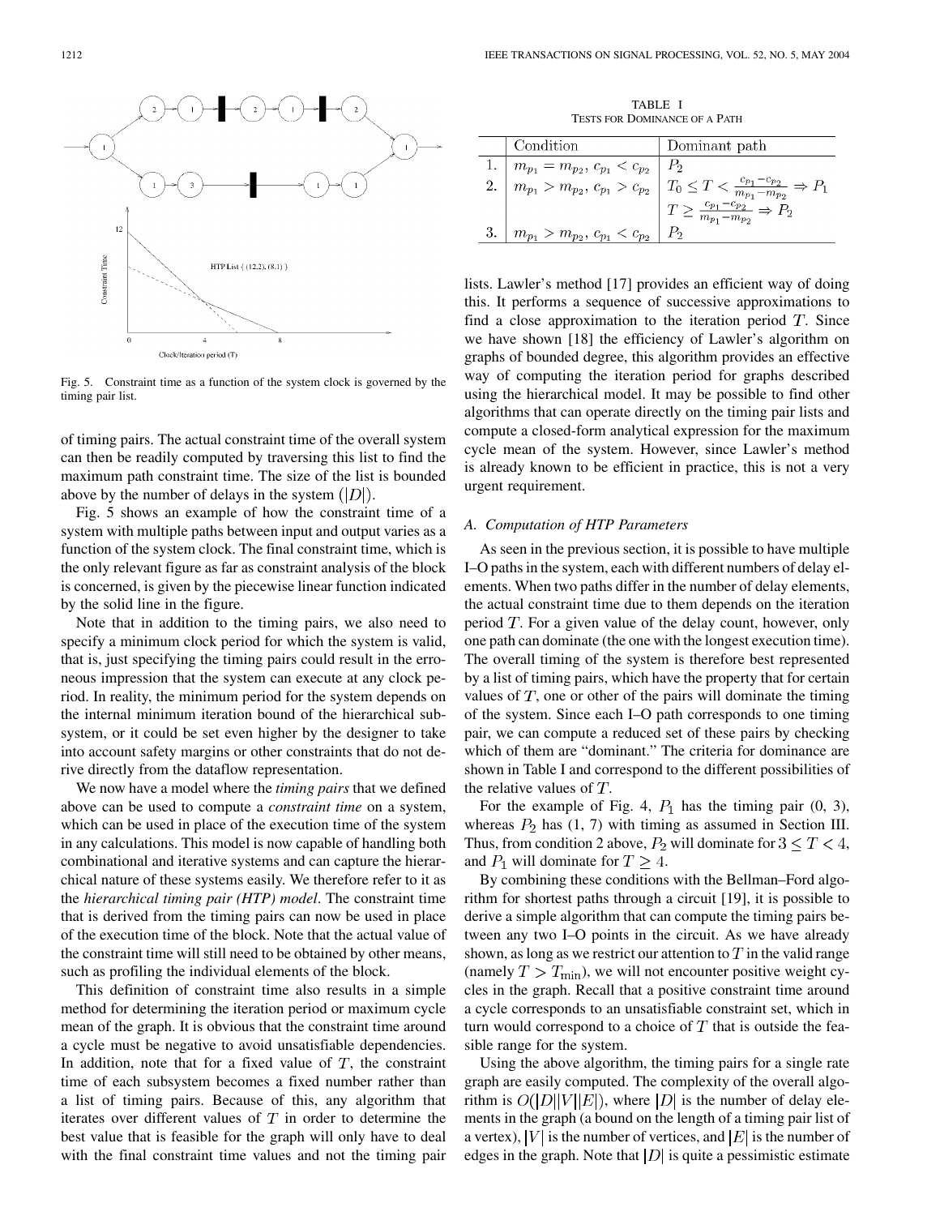12

Constraint Time

HTP List { (12,2), (8,1) }

0 4 8

Clock/Iteration period (T)

Fig. 5. Constraint time as a function of the system clock is governed by the timing pair list.

of timing pairs. The actual constraint time of the overall system can then be readily computed by traversing this list to find the maximum path constraint time. The size of the list is bounded above by the number of delays in the system $(|D|)$.

Fig. 5 shows an example of how the constraint time of a system with multiple paths between input and output varies as a function of the system clock. The final constraint time, which is the only relevant figure as far as constraint analysis of the block is concerned, is given by the piecewise linear function indicated by the solid line in the figure.

Note that in addition to the timing pairs, we also need to specify a minimum clock period for which the system is valid, that is, just specifying the timing pairs could result in the erroneous impression that the system can execute at any clock period. In reality, the minimum period for the system depends on the internal minimum iteration bound of the hierarchical subsystem, or it could be set even higher by the designer to take into account safety margins or other constraints that do not derive directly from the dataflow representation.

We now have a model where the *timing pairs* that we defined above can be used to compute a *constraint time* on a system, which can be used in place of the execution time of the system in any calculations. This model is now capable of handling both combinational and iterative systems and can capture the hierarchical nature of these systems easily. We therefore refer to it as the *hierarchical timing pair (HTP) model*. The constraint time that is derived from the timing pairs can now be used in place of the execution time of the block. Note that the actual value of the constraint time will still need to be obtained by other means, such as profiling the individual elements of the block.

This definition of constraint time also results in a simple method for determining the iteration period or maximum cycle mean of the graph. It is obvious that the constraint time around a cycle must be negative to avoid unsatisfiable dependencies. In addition, note that for a fixed value of $T$, the constraint time of each subsystem becomes a fixed number rather than a list of timing pairs. Because of this, any algorithm that iterates over different values of $T$ in order to determine the best value that is feasible for the graph will only have to deal with the final constraint time values and not the timing pair lists. Lawler's method [17] provides an efficient way of doing this. It performs a sequence of successive approximations to find a close approximation to the iteration period $T$. Since we have shown [18] the efficiency of Lawler's algorithm on graphs of bounded degree, this algorithm provides an effective way of computing the iteration period for graphs described using the hierarchical model. It may be possible to find other algorithms that can operate directly on the timing pair lists and compute a closed-form analytical expression for the maximum cycle mean of the system. However, since Lawler's method is already known to be efficient in practice, this is not a very urgent requirement.

TABLE I
TESTS FOR DOMINANCE OF A PATH

| | Condition | Dominant path |
|---|---|---|
| 1. | $m_{p_1} = m_{p_2},\ c_{p_1} < c_{p_2}$ | $P_2$ |
| 2. | $m_{p_1} > m_{p_2},\ c_{p_1} > c_{p_2}$ | $T_0 \le T < \frac{c_{p_1} - c_{p_2}}{m_{p_1} - m_{p_2}} \Rightarrow P_1$<br>$T \ge \frac{c_{p_1} - c_{p_2}}{m_{p_1} - m_{p_2}} \Rightarrow P_2$ |
| 3. | $m_{p_1} > m_{p_2},\ c_{p_1} < c_{p_2}$ | $P_2$ |

### A. Computation of HTP Parameters

As seen in the previous section, it is possible to have multiple I–O paths in the system, each with different numbers of delay elements. When two paths differ in the number of delay elements, the actual constraint time due to them depends on the iteration period $T$. For a given value of the delay count, however, only one path can dominate (the one with the longest execution time). The overall timing of the system is therefore best represented by a list of timing pairs, which have the property that for certain values of $T$, one or other of the pairs will dominate the timing of the system. Since each I–O path corresponds to one timing pair, we can compute a reduced set of these pairs by checking which of them are "dominant." The criteria for dominance are shown in Table I and correspond to the different possibilities of the relative values of $T$.

For the example of Fig. 4, $P_1$ has the timing pair (0, 3), whereas $P_2$ has (1, 7) with timing as assumed in Section III. Thus, from condition 2 above, $P_2$ will dominate for $3 \le T < 4$, and $P_1$ will dominate for $T \ge 4$.

By combining these conditions with the Bellman–Ford algorithm for shortest paths through a circuit [19], it is possible to derive a simple algorithm that can compute the timing pairs between any two I–O points in the circuit. As we have already shown, as long as we restrict our attention to $T$ in the valid range (namely $T > T_{\min}$), we will not encounter positive weight cycles in the graph. Recall that a positive constraint time around a cycle corresponds to an unsatisfiable constraint set, which in turn would correspond to a choice of $T$ that is outside the feasible range for the system.

Using the above algorithm, the timing pairs for a single rate graph are easily computed. The complexity of the overall algorithm is $O(|D||V||E|)$, where $|D|$ is the number of delay elements in the graph (a bound on the length of a timing pair list of a vertex), $|V|$ is the number of vertices, and $|E|$ is the number of edges in the graph. Note that $|D|$ is quite a pessimistic estimate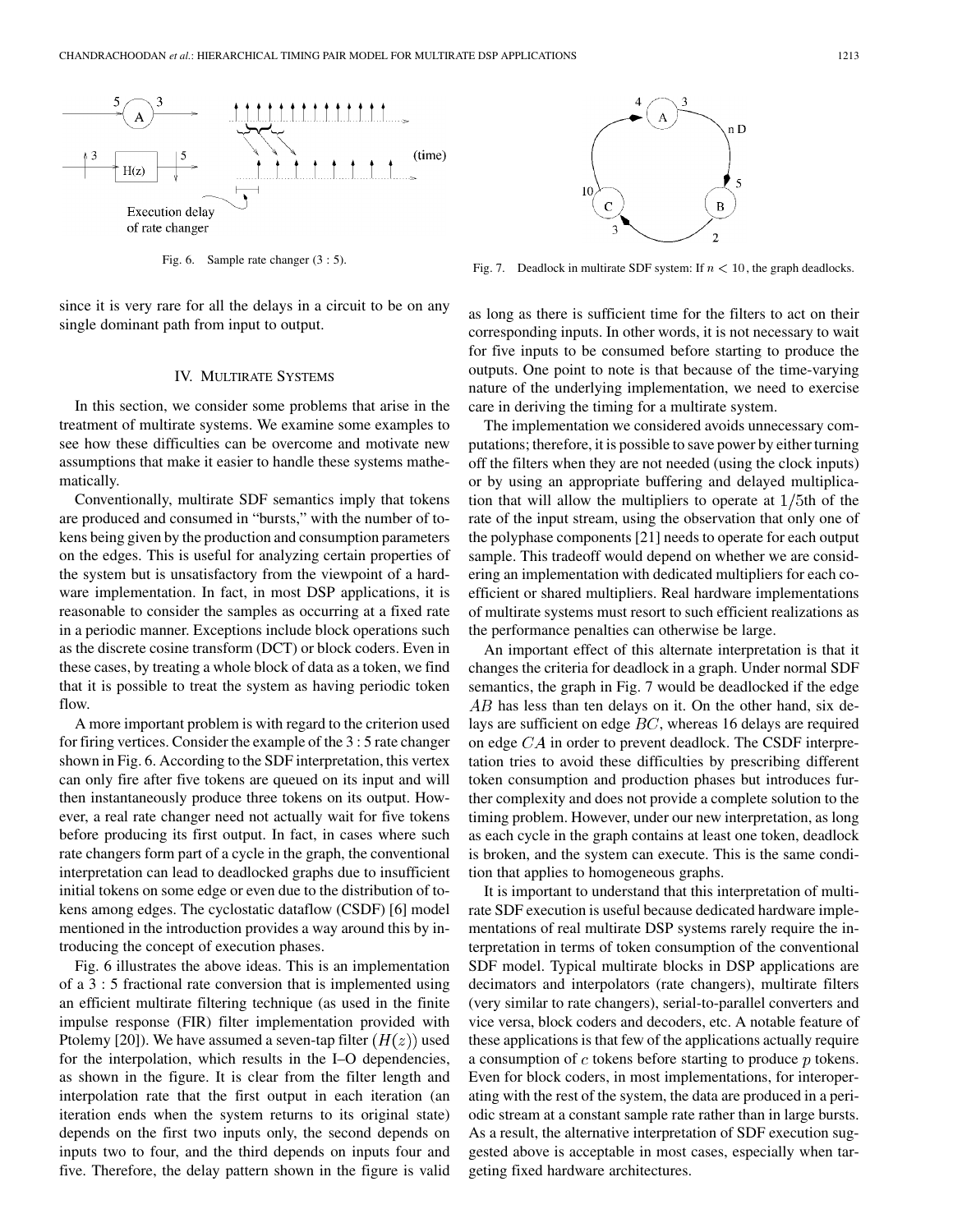Fig. 6. Sample rate changer (3 : 5).

Fig. 7. Deadlock in multirate SDF system: If $n < 10$, the graph deadlocks.

since it is very rare for all the delays in a circuit to be on any single dominant path from input to output.

## IV. Multirate Systems

In this section, we consider some problems that arise in the treatment of multirate systems. We examine some examples to see how these difficulties can be overcome and motivate new assumptions that make it easier to handle these systems mathematically.

Conventionally, multirate SDF semantics imply that tokens are produced and consumed in "bursts," with the number of tokens being given by the production and consumption parameters on the edges. This is useful for analyzing certain properties of the system but is unsatisfactory from the viewpoint of a hardware implementation. In fact, in most DSP applications, it is reasonable to consider the samples as occurring at a fixed rate in a periodic manner. Exceptions include block operations such as the discrete cosine transform (DCT) or block coders. Even in these cases, by treating a whole block of data as a token, we find that it is possible to treat the system as having periodic token flow.

A more important problem is with regard to the criterion used for firing vertices. Consider the example of the 3 : 5 rate changer shown in Fig. 6. According to the SDF interpretation, this vertex can only fire after five tokens are queued on its input and will then instantaneously produce three tokens on its output. However, a real rate changer need not actually wait for five tokens before producing its first output. In fact, in cases where such rate changers form part of a cycle in the graph, the conventional interpretation can lead to deadlocked graphs due to insufficient initial tokens on some edge or even due to the distribution of tokens among edges. The cyclostatic dataflow (CSDF) [6] model mentioned in the introduction provides a way around this by introducing the concept of execution phases.

Fig. 6 illustrates the above ideas. This is an implementation of a 3 : 5 fractional rate conversion that is implemented using an efficient multirate filtering technique (as used in the finite impulse response (FIR) filter implementation provided with Ptolemy [20]). We have assumed a seven-tap filter ($H(z)$) used for the interpolation, which results in the I–O dependencies, as shown in the figure. It is clear from the filter length and interpolation rate that the first output in each iteration (an iteration ends when the system returns to its original state) depends on the first two inputs only, the second depends on inputs two to four, and the third depends on inputs four and five. Therefore, the delay pattern shown in the figure is valid as long as there is sufficient time for the filters to act on their corresponding inputs. In other words, it is not necessary to wait for five inputs to be consumed before starting to produce the outputs. One point to note is that because of the time-varying nature of the underlying implementation, we need to exercise care in deriving the timing for a multirate system.

The implementation we considered avoids unnecessary computations; therefore, it is possible to save power by either turning off the filters when they are not needed (using the clock inputs) or by using an appropriate buffering and delayed multiplication that will allow the multipliers to operate at $1/5$th of the rate of the input stream, using the observation that only one of the polyphase components [21] needs to operate for each output sample. This tradeoff would depend on whether we are considering an implementation with dedicated multipliers for each coefficient or shared multipliers. Real hardware implementations of multirate systems must resort to such efficient realizations as the performance penalties can otherwise be large.

An important effect of this alternate interpretation is that it changes the criteria for deadlock in a graph. Under normal SDF semantics, the graph in Fig. 7 would be deadlocked if the edge $AB$ has less than ten delays on it. On the other hand, six delays are sufficient on edge $BC$, whereas 16 delays are required on edge $CA$ in order to prevent deadlock. The CSDF interpretation tries to avoid these difficulties by prescribing different token consumption and production phases but introduces further complexity and does not provide a complete solution to the timing problem. However, under our new interpretation, as long as each cycle in the graph contains at least one token, deadlock is broken, and the system can execute. This is the same condition that applies to homogeneous graphs.

It is important to understand that this interpretation of multirate SDF execution is useful because dedicated hardware implementations of real multirate DSP systems rarely require the interpretation in terms of token consumption of the conventional SDF model. Typical multirate blocks in DSP applications are decimators and interpolators (rate changers), multirate filters (very similar to rate changers), serial-to-parallel converters and vice versa, block coders and decoders, etc. A notable feature of these applications is that few of the applications actually require a consumption of $c$ tokens before starting to produce $p$ tokens. Even for block coders, in most implementations, for interoperating with the rest of the system, the data are produced in a periodic stream at a constant sample rate rather than in large bursts. As a result, the alternative interpretation of SDF execution suggested above is acceptable in most cases, especially when targeting fixed hardware architectures.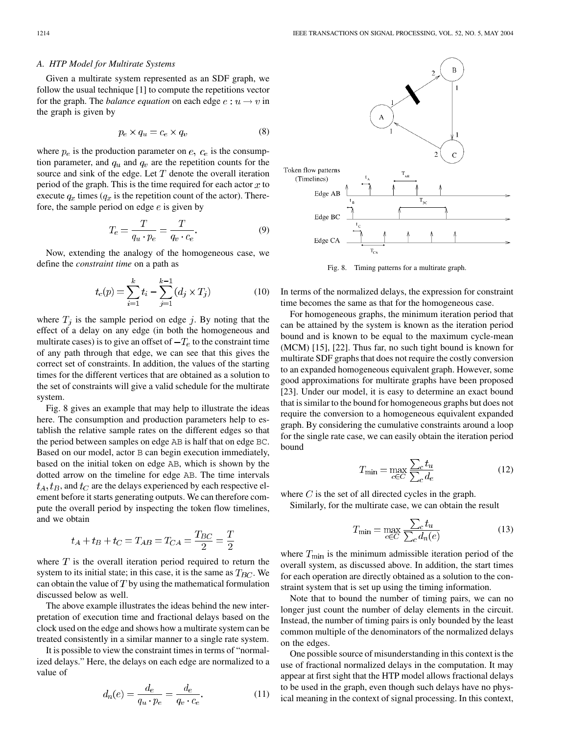### A. HTP Model for Multirate Systems

Given a multirate system represented as an SDF graph, we follow the usual technique [1] to compute the repetitions vector for the graph. The *balance equation* on each edge $e : u \rightarrow v$ in the graph is given by

$$p_e \times q_u = c_e \times q_v \tag{8}$$

where $p_e$ is the production parameter on $e$, $c_e$ is the consumption parameter, and $q_u$ and $q_v$ are the repetition counts for the source and sink of the edge. Let $T$ denote the overall iteration period of the graph. This is the time required for each actor $x$ to execute $q_x$ times ($q_x$ is the repetition count of the actor). Therefore, the sample period on edge $e$ is given by

$$T_e = \frac{T}{q_u \cdot p_e} = \frac{T}{q_v \cdot c_e}. \tag{9}$$

Now, extending the analogy of the homogeneous case, we define the *constraint time* on a path as

$$t_c(p) = \sum_{i=1}^{k} t_i - \sum_{j=1}^{k-1} (d_j \times T_j) \tag{10}$$

where $T_j$ is the sample period on edge $j$. By noting that the effect of a delay on any edge (in both the homogeneous and multirate cases) is to give an offset of $-T_e$ to the constraint time of any path through that edge, we can see that this gives the correct set of constraints. In addition, the values of the starting times for the different vertices that are obtained as a solution to the set of constraints will give a valid schedule for the multirate system.

Fig. 8 gives an example that may help to illustrate the ideas here. The consumption and production parameters help to establish the relative sample rates on the different edges so that the period between samples on edge AB is half that on edge BC. Based on our model, actor B can begin execution immediately, based on the initial token on edge AB, which is shown by the dotted arrow on the timeline for edge AB. The time intervals $t_A, t_B$, and $t_C$ are the delays experienced by each respective element before it starts generating outputs. We can therefore compute the overall period by inspecting the token flow timelines, and we obtain

$$t_A + t_B + t_C = T_{AB} = T_{CA} = \frac{T_{BC}}{2} = \frac{T}{2}$$

where $T$ is the overall iteration period required to return the system to its initial state; in this case, it is the same as $T_{BC}$. We can obtain the value of $T$ by using the mathematical formulation discussed below as well.

The above example illustrates the ideas behind the new interpretation of execution time and fractional delays based on the clock used on the edge and shows how a multirate system can be treated consistently in a similar manner to a single rate system.

It is possible to view the constraint times in terms of "normalized delays." Here, the delays on each edge are normalized to a value of

$$d_n(e) = \frac{d_e}{q_u \cdot p_e} = \frac{d_e}{q_v \cdot c_e}. \tag{11}$$

Fig. 8. Timing patterns for a multirate graph.

In terms of the normalized delays, the expression for constraint time becomes the same as that for the homogeneous case.

For homogeneous graphs, the minimum iteration period that can be attained by the system is known as the iteration period bound and is known to be equal to the maximum cycle-mean (MCM) [15], [22]. Thus far, no such tight bound is known for multirate SDF graphs that does not require the costly conversion to an expanded homogeneous equivalent graph. However, some good approximations for multirate graphs have been proposed [23]. Under our model, it is easy to determine an exact bound that is similar to the bound for homogeneous graphs but does not require the conversion to a homogeneous equivalent expanded graph. By considering the cumulative constraints around a loop for the single rate case, we can easily obtain the iteration period bound

$$T_{\min} = \max_{c \in C} \frac{\sum_c t_u}{\sum_c d_e} \tag{12}$$

where $C$ is the set of all directed cycles in the graph.

Similarly, for the multirate case, we can obtain the result

$$T_{\min} = \max_{c \in C} \frac{\sum_c t_u}{\sum_c d_n(e)} \tag{13}$$

where $T_{\min}$ is the minimum admissible iteration period of the overall system, as discussed above. In addition, the start times for each operation are directly obtained as a solution to the constraint system that is set up using the timing information.

Note that to bound the number of timing pairs, we can no longer just count the number of delay elements in the circuit. Instead, the number of timing pairs is only bounded by the least common multiple of the denominators of the normalized delays on the edges.

One possible source of misunderstanding in this context is the use of fractional normalized delays in the computation. It may appear at first sight that the HTP model allows fractional delays to be used in the graph, even though such delays have no physical meaning in the context of signal processing. In this context,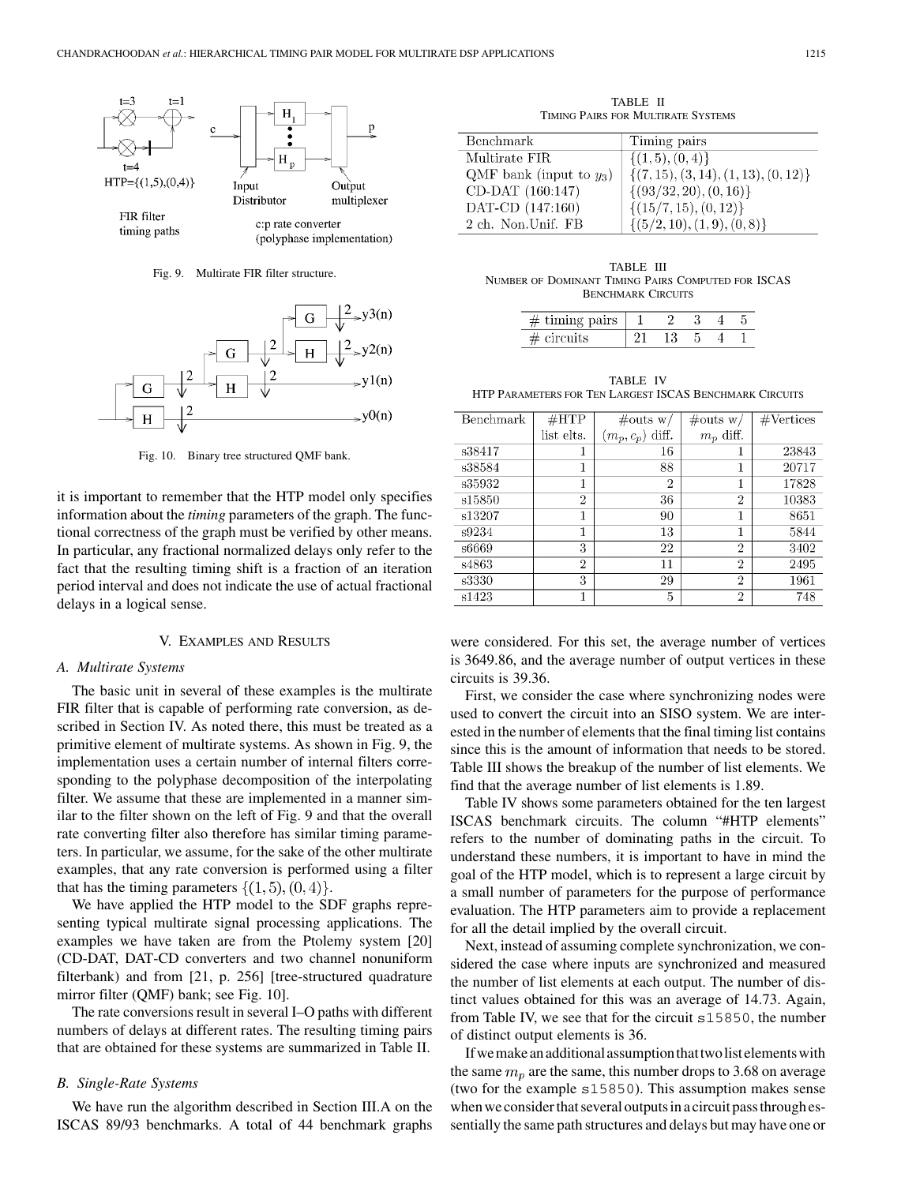Fig. 9. Multirate FIR filter structure.

Fig. 10. Binary tree structured QMF bank.

it is important to remember that the HTP model only specifies information about the *timing* parameters of the graph. The functional correctness of the graph must be verified by other means. In particular, any fractional normalized delays only refer to the fact that the resulting timing shift is a fraction of an iteration period interval and does not indicate the use of actual fractional delays in a logical sense.

## V. Examples and Results

### A. Multirate Systems

The basic unit in several of these examples is the multirate FIR filter that is capable of performing rate conversion, as described in Section IV. As noted there, this must be treated as a primitive element of multirate systems. As shown in Fig. 9, the implementation uses a certain number of internal filters corresponding to the polyphase decomposition of the interpolating filter. We assume that these are implemented in a manner similar to the filter shown on the left of Fig. 9 and that the overall rate converting filter also therefore has similar timing parameters. In particular, we assume, for the sake of the other multirate examples, that any rate conversion is performed using a filter that has the timing parameters $\{(1,5),(0,4)\}$.

We have applied the HTP model to the SDF graphs representing typical multirate signal processing applications. The examples we have taken are from the Ptolemy system [20] (CD-DAT, DAT-CD converters and two channel nonuniform filterbank) and from [21, p. 256] [tree-structured quadrature mirror filter (QMF) bank; see Fig. 10].

The rate conversions result in several I–O paths with different numbers of delays at different rates. The resulting timing pairs that are obtained for these systems are summarized in Table II.

### B. Single-Rate Systems

We have run the algorithm described in Section III.A on the ISCAS 89/93 benchmarks. A total of 44 benchmark graphs were considered. For this set, the average number of vertices is 3649.86, and the average number of output vertices in these circuits is 39.36.

TABLE II
Timing Pairs for Multirate Systems

| Benchmark | Timing pairs |
|---|---|
| Multirate FIR | $\{(1,5),(0,4)\}$ |
| QMF bank (input to $y_3$) | $\{(7,15),(3,14),(1,13),(0,12)\}$ |
| CD-DAT (160:147) | $\{(93/32,20),(0,16)\}$ |
| DAT-CD (147:160) | $\{(15/7,15),(0,12)\}$ |
| 2 ch. Non.Unif. FB | $\{(5/2,10),(1,9),(0,8)\}$ |

TABLE III
Number of Dominant Timing Pairs Computed for ISCAS Benchmark Circuits

| # timing pairs | 1 | 2 | 3 | 4 | 5 |
|---|---|---|---|---|---|
| # circuits | 21 | 13 | 5 | 4 | 1 |

TABLE IV
HTP Parameters for Ten Largest ISCAS Benchmark Circuits

| Benchmark | #HTP list elts. | #outs w/ $(m_p, c_p)$ diff. | #outs w/ $m_p$ diff. | #Vertices |
|---|---|---|---|---|
| s38417 | 1 | 16 | 1 | 23843 |
| s38584 | 1 | 88 | 1 | 20717 |
| s35932 | 1 | 2 | 1 | 17828 |
| s15850 | 2 | 36 | 2 | 10383 |
| s13207 | 1 | 90 | 1 | 8651 |
| s9234 | 1 | 13 | 1 | 5844 |
| s6669 | 3 | 22 | 2 | 3402 |
| s4863 | 2 | 11 | 2 | 2495 |
| s3330 | 3 | 29 | 2 | 1961 |
| s1423 | 1 | 5 | 2 | 748 |

First, we consider the case where synchronizing nodes were used to convert the circuit into an SISO system. We are interested in the number of elements that the final timing list contains since this is the amount of information that needs to be stored. Table III shows the breakup of the number of list elements. We find that the average number of list elements is 1.89.

Table IV shows some parameters obtained for the ten largest ISCAS benchmark circuits. The column "#HTP elements" refers to the number of dominating paths in the circuit. To understand these numbers, it is important to have in mind the goal of the HTP model, which is to represent a large circuit by a small number of parameters for the purpose of performance evaluation. The HTP parameters aim to provide a replacement for all the detail implied by the overall circuit.

Next, instead of assuming complete synchronization, we considered the case where inputs are synchronized and measured the number of list elements at each output. The number of distinct values obtained for this was an average of 14.73. Again, from Table IV, we see that for the circuit s15850, the number of distinct output elements is 36.

If we make an additional assumption that two list elements with the same $m_p$ are the same, this number drops to 3.68 on average (two for the example s15850). This assumption makes sense when we consider that several outputs in a circuit pass through essentially the same path structures and delays but may have one or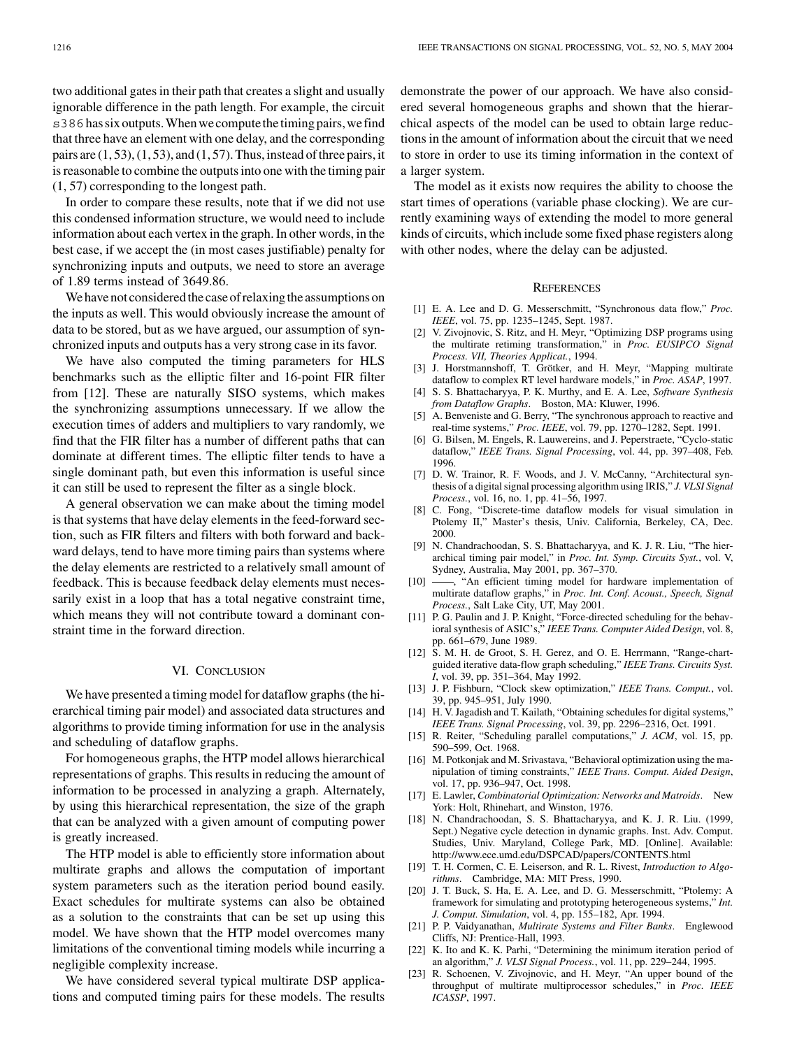two additional gates in their path that creates a slight and usually ignorable difference in the path length. For example, the circuit `s386` has six outputs. When we compute the timing pairs, we find that three have an element with one delay, and the corresponding pairs are (1, 53), (1, 53), and (1, 57). Thus, instead of three pairs, it is reasonable to combine the outputs into one with the timing pair (1, 57) corresponding to the longest path.

In order to compare these results, note that if we did not use this condensed information structure, we would need to include information about each vertex in the graph. In other words, in the best case, if we accept the (in most cases justifiable) penalty for synchronizing inputs and outputs, we need to store an average of 1.89 terms instead of 3649.86.

We have not considered the case of relaxing the assumptions on the inputs as well. This would obviously increase the amount of data to be stored, but as we have argued, our assumption of synchronized inputs and outputs has a very strong case in its favor.

We have also computed the timing parameters for HLS benchmarks such as the elliptic filter and 16-point FIR filter from [12]. These are naturally SISO systems, which makes the synchronizing assumptions unnecessary. If we allow the execution times of adders and multipliers to vary randomly, we find that the FIR filter has a number of different paths that can dominate at different times. The elliptic filter tends to have a single dominant path, but even this information is useful since it can still be used to represent the filter as a single block.

A general observation we can make about the timing model is that systems that have delay elements in the feed-forward section, such as FIR filters and filters with both forward and backward delays, tend to have more timing pairs than systems where the delay elements are restricted to a relatively small amount of feedback. This is because feedback delay elements must necessarily exist in a loop that has a total negative constraint time, which means they will not contribute toward a dominant constraint time in the forward direction.

## VI. Conclusion

We have presented a timing model for dataflow graphs (the hierarchical timing pair model) and associated data structures and algorithms to provide timing information for use in the analysis and scheduling of dataflow graphs.

For homogeneous graphs, the HTP model allows hierarchical representations of graphs. This results in reducing the amount of information to be processed in analyzing a graph. Alternately, by using this hierarchical representation, the size of the graph that can be analyzed with a given amount of computing power is greatly increased.

The HTP model is able to efficiently store information about multirate graphs and allows the computation of important system parameters such as the iteration period bound easily. Exact schedules for multirate systems can also be obtained as a solution to the constraints that can be set up using this model. We have shown that the HTP model overcomes many limitations of the conventional timing models while incurring a negligible complexity increase.

We have considered several typical multirate DSP applications and computed timing pairs for these models. The results demonstrate the power of our approach. We have also considered several homogeneous graphs and shown that the hierarchical aspects of the model can be used to obtain large reductions in the amount of information about the circuit that we need to store in order to use its timing information in the context of a larger system.

The model as it exists now requires the ability to choose the start times of operations (variable phase clocking). We are currently examining ways of extending the model to more general kinds of circuits, which include some fixed phase registers along with other nodes, where the delay can be adjusted.

## References

[1] E. A. Lee and D. G. Messerschmitt, "Synchronous data flow," *Proc. IEEE*, vol. 75, pp. 1235–1245, Sept. 1987.

[2] V. Zivojnovic, S. Ritz, and H. Meyr, "Optimizing DSP programs using the multirate retiming transformation," in *Proc. EUSIPCO Signal Process. VII, Theories Applicat.*, 1994.

[3] J. Horstmannshoff, T. Grötker, and H. Meyr, "Mapping multirate dataflow to complex RT level hardware models," in *Proc. ASAP*, 1997.

[4] S. S. Bhattacharyya, P. K. Murthy, and E. A. Lee, *Software Synthesis from Dataflow Graphs*. Boston, MA: Kluwer, 1996.

[5] A. Benveniste and G. Berry, "The synchronous approach to reactive and real-time systems," *Proc. IEEE*, vol. 79, pp. 1270–1282, Sept. 1991.

[6] G. Bilsen, M. Engels, R. Lauwereins, and J. Peperstraete, "Cyclo-static dataflow," *IEEE Trans. Signal Processing*, vol. 44, pp. 397–408, Feb. 1996.

[7] D. W. Trainor, R. F. Woods, and J. V. McCanny, "Architectural synthesis of a digital signal processing algorithm using IRIS," *J. VLSI Signal Process.*, vol. 16, no. 1, pp. 41–56, 1997.

[8] C. Fong, "Discrete-time dataflow models for visual simulation in Ptolemy II," Master's thesis, Univ. California, Berkeley, CA, Dec. 2000.

[9] N. Chandrachoodan, S. S. Bhattacharyya, and K. J. R. Liu, "The hierarchical timing pair model," in *Proc. Int. Symp. Circuits Syst.*, vol. V, Sydney, Australia, May 2001, pp. 367–370.

[10] ——, "An efficient timing model for hardware implementation of multirate dataflow graphs," in *Proc. Int. Conf. Acoust., Speech, Signal Process.*, Salt Lake City, UT, May 2001.

[11] P. G. Paulin and J. P. Knight, "Force-directed scheduling for the behavioral synthesis of ASIC's," *IEEE Trans. Computer Aided Design*, vol. 8, pp. 661–679, June 1989.

[12] S. M. H. de Groot, S. H. Gerez, and O. E. Herrmann, "Range-chart-guided iterative data-flow graph scheduling," *IEEE Trans. Circuits Syst. I*, vol. 39, pp. 351–364, May 1992.

[13] J. P. Fishburn, "Clock skew optimization," *IEEE Trans. Comput.*, vol. 39, pp. 945–951, July 1990.

[14] H. V. Jagadish and T. Kailath, "Obtaining schedules for digital systems," *IEEE Trans. Signal Processing*, vol. 39, pp. 2296–2316, Oct. 1991.

[15] R. Reiter, "Scheduling parallel computations," *J. ACM*, vol. 15, pp. 590–599, Oct. 1968.

[16] M. Potkonjak and M. Srivastava, "Behavioral optimization using the manipulation of timing constraints," *IEEE Trans. Comput. Aided Design*, vol. 17, pp. 936–947, Oct. 1998.

[17] E. Lawler, *Combinatorial Optimization: Networks and Matroids*. New York: Holt, Rhinehart, and Winston, 1976.

[18] N. Chandrachoodan, S. S. Bhattacharyya, and K. J. R. Liu. (1999, Sept.) Negative cycle detection in dynamic graphs. Inst. Adv. Comput. Studies, Univ. Maryland, College Park, MD. [Online]. Available: http://www.ece.umd.edu/DSPCAD/papers/CONTENTS.html

[19] T. H. Cormen, C. E. Leiserson, and R. L. Rivest, *Introduction to Algorithms*. Cambridge, MA: MIT Press, 1990.

[20] J. T. Buck, S. Ha, E. A. Lee, and D. G. Messerschmitt, "Ptolemy: A framework for simulating and prototyping heterogeneous systems," *Int. J. Comput. Simulation*, vol. 4, pp. 155–182, Apr. 1994.

[21] P. P. Vaidyanathan, *Multirate Systems and Filter Banks*. Englewood Cliffs, NJ: Prentice-Hall, 1993.

[22] K. Ito and K. K. Parhi, "Determining the minimum iteration period of an algorithm," *J. VLSI Signal Process.*, vol. 11, pp. 229–244, 1995.

[23] R. Schoenen, V. Zivojnovic, and H. Meyr, "An upper bound of the throughput of multirate multiprocessor schedules," in *Proc. IEEE ICASSP*, 1997.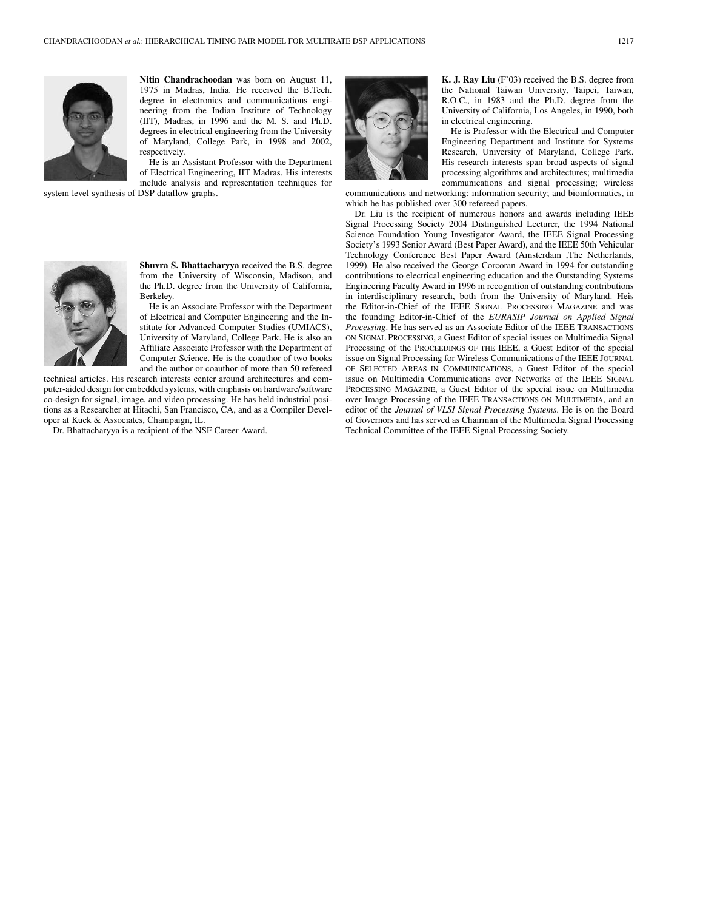**Nitin Chandrachoodan** was born on August 11, 1975 in Madras, India. He received the B.Tech. degree in electronics and communications engineering from the Indian Institute of Technology (IIT), Madras, in 1996 and the M. S. and Ph.D. degrees in electrical engineering from the University of Maryland, College Park, in 1998 and 2002, respectively.

He is an Assistant Professor with the Department of Electrical Engineering, IIT Madras. His interests include analysis and representation techniques for system level synthesis of DSP dataflow graphs.

**Shuvra S. Bhattacharyya** received the B.S. degree from the University of Wisconsin, Madison, and the Ph.D. degree from the University of California, Berkeley.

He is an Associate Professor with the Department of Electrical and Computer Engineering and the Institute for Advanced Computer Studies (UMIACS), University of Maryland, College Park. He is also an Affiliate Associate Professor with the Department of Computer Science. He is the coauthor of two books and the author or coauthor of more than 50 refereed technical articles. His research interests center around architectures and computer-aided design for embedded systems, with emphasis on hardware/software co-design for signal, image, and video processing. He has held industrial positions as a Researcher at Hitachi, San Francisco, CA, and as a Compiler Developer at Kuck & Associates, Champaign, IL.

Dr. Bhattacharyya is a recipient of the NSF Career Award.

**K. J. Ray Liu** (F'03) received the B.S. degree from the National Taiwan University, Taipei, Taiwan, R.O.C., in 1983 and the Ph.D. degree from the University of California, Los Angeles, in 1990, both in electrical engineering.

He is Professor with the Electrical and Computer Engineering Department and Institute for Systems Research, University of Maryland, College Park. His research interests span broad aspects of signal processing algorithms and architectures; multimedia communications and signal processing; wireless communications and networking; information security; and bioinformatics, in which he has published over 300 refereed papers.

Dr. Liu is the recipient of numerous honors and awards including IEEE Signal Processing Society 2004 Distinguished Lecturer, the 1994 National Science Foundation Young Investigator Award, the IEEE Signal Processing Society's 1993 Senior Award (Best Paper Award), and the IEEE 50th Vehicular Technology Conference Best Paper Award (Amsterdam ,The Netherlands, 1999). He also received the George Corcoran Award in 1994 for outstanding contributions to electrical engineering education and the Outstanding Systems Engineering Faculty Award in 1996 in recognition of outstanding contributions in interdisciplinary research, both from the University of Maryland. Heis the Editor-in-Chief of the IEEE SIGNAL PROCESSING MAGAZINE and was the founding Editor-in-Chief of the *EURASIP Journal on Applied Signal Processing*. He has served as an Associate Editor of the IEEE TRANSACTIONS ON SIGNAL PROCESSING, a Guest Editor of special issues on Multimedia Signal Processing of the PROCEEDINGS OF THE IEEE, a Guest Editor of the special issue on Signal Processing for Wireless Communications of the IEEE JOURNAL OF SELECTED AREAS IN COMMUNICATIONS, a Guest Editor of the special issue on Multimedia Communications over Networks of the IEEE SIGNAL PROCESSING MAGAZINE, a Guest Editor of the special issue on Multimedia over Image Processing of the IEEE TRANSACTIONS ON MULTIMEDIA, and an editor of the *Journal of VLSI Signal Processing Systems*. He is on the Board of Governors and has served as Chairman of the Multimedia Signal Processing Technical Committee of the IEEE Signal Processing Society.